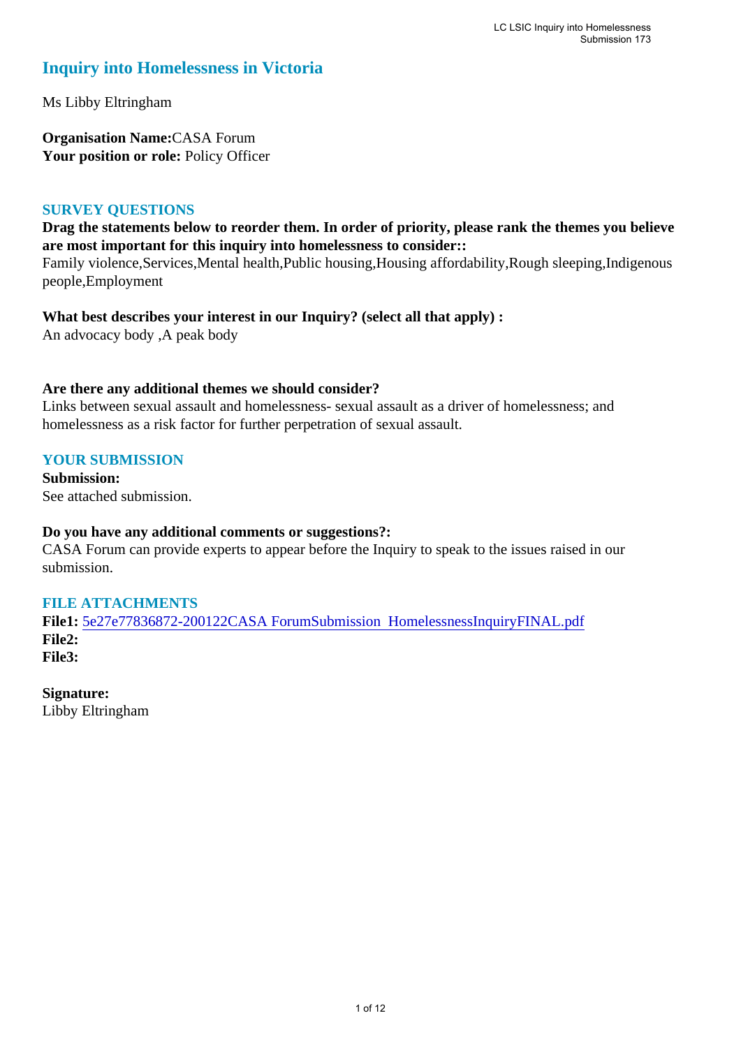# Inquiry into Homelessness in Victoria

Ms Libby Eltringham

**Organisation Name:** CASA Forum
**Your position or role:** Policy Officer

## SURVEY QUESTIONS

**Drag the statements below to reorder them. In order of priority, please rank the themes you believe are most important for this inquiry into homelessness to consider::**
Family violence,Services,Mental health,Public housing,Housing affordability,Rough sleeping,Indigenous people,Employment

**What best describes your interest in our Inquiry? (select all that apply) :**
An advocacy body ,A peak body

**Are there any additional themes we should consider?**
Links between sexual assault and homelessness- sexual assault as a driver of homelessness; and homelessness as a risk factor for further perpetration of sexual assault.

## YOUR SUBMISSION

**Submission:**
See attached submission.

**Do you have any additional comments or suggestions?:**
CASA Forum can provide experts to appear before the Inquiry to speak to the issues raised in our submission.

## FILE ATTACHMENTS

**File1:** 5e27e77836872-200122CASA ForumSubmission HomelessnessInquiryFINAL.pdf
**File2:**
**File3:**

**Signature:**
Libby Eltringham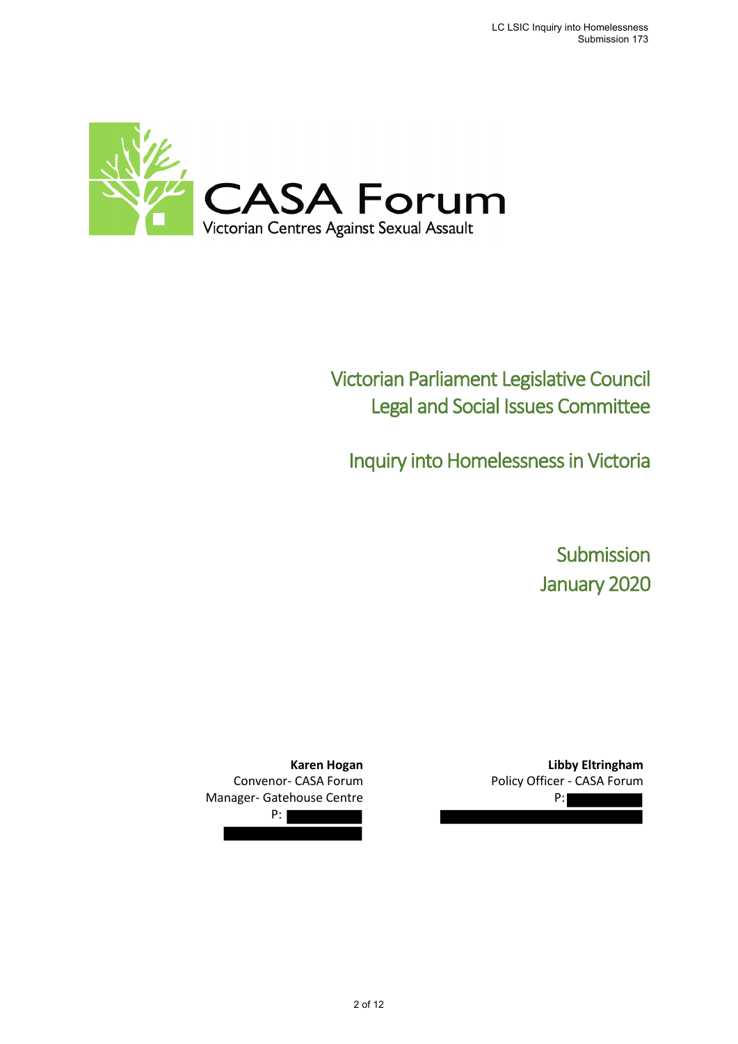CASA Forum

Victorian Centres Against Sexual Assault

# Victorian Parliament Legislative Council Legal and Social Issues Committee

## Inquiry into Homelessness in Victoria

## Submission
## January 2020

**Karen Hogan**
Convenor- CASA Forum
Manager- Gatehouse Centre
P:

**Libby Eltringham**
Policy Officer - CASA Forum
P: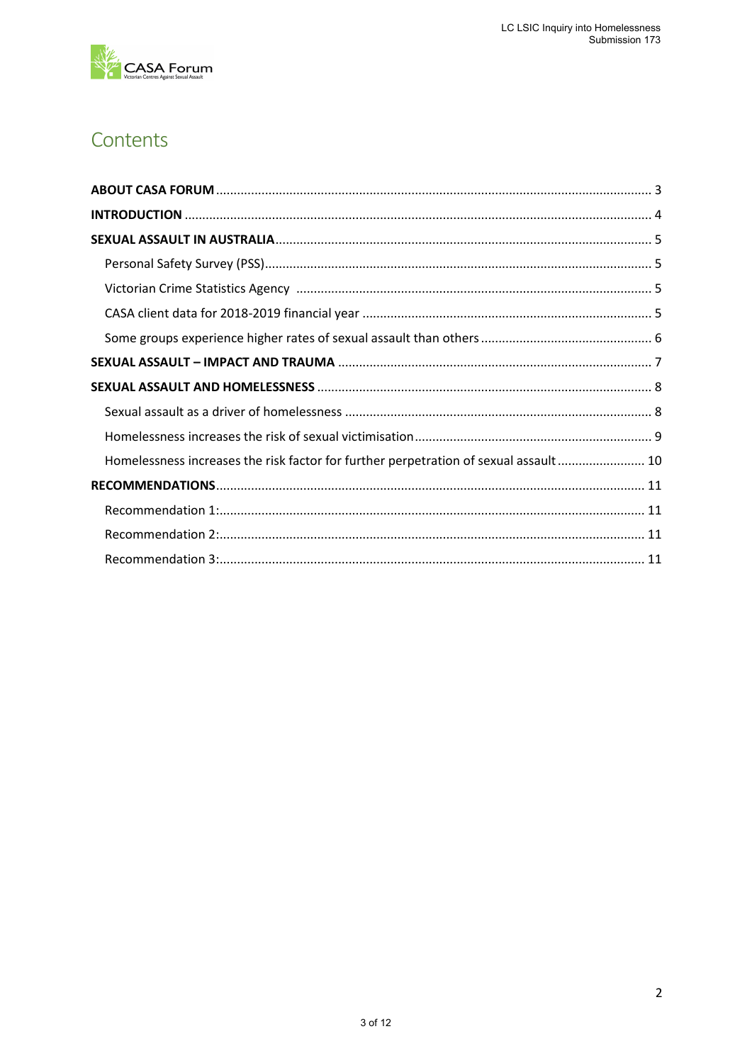# Contents

**ABOUT CASA FORUM** ........................................................................................................................ 3

**INTRODUCTION** ................................................................................................................................. 4

**SEXUAL ASSAULT IN AUSTRALIA** ....................................................................................................... 5

- Personal Safety Survey (PSS) .......................................................................................................... 5
- Victorian Crime Statistics Agency ................................................................................................... 5
- CASA client data for 2018-2019 financial year ................................................................................ 5
- Some groups experience higher rates of sexual assault than others ............................................... 6

**SEXUAL ASSAULT – IMPACT AND TRAUMA** ...................................................................................... 7

**SEXUAL ASSAULT AND HOMELESSNESS** ........................................................................................... 8

- Sexual assault as a driver of homelessness ..................................................................................... 8
- Homelessness increases the risk of sexual victimisation ................................................................. 9
- Homelessness increases the risk factor for further perpetration of sexual assault ........................ 10

**RECOMMENDATIONS** ...................................................................................................................... 11

- Recommendation 1: ....................................................................................................................... 11
- Recommendation 2: ....................................................................................................................... 11
- Recommendation 3: ....................................................................................................................... 11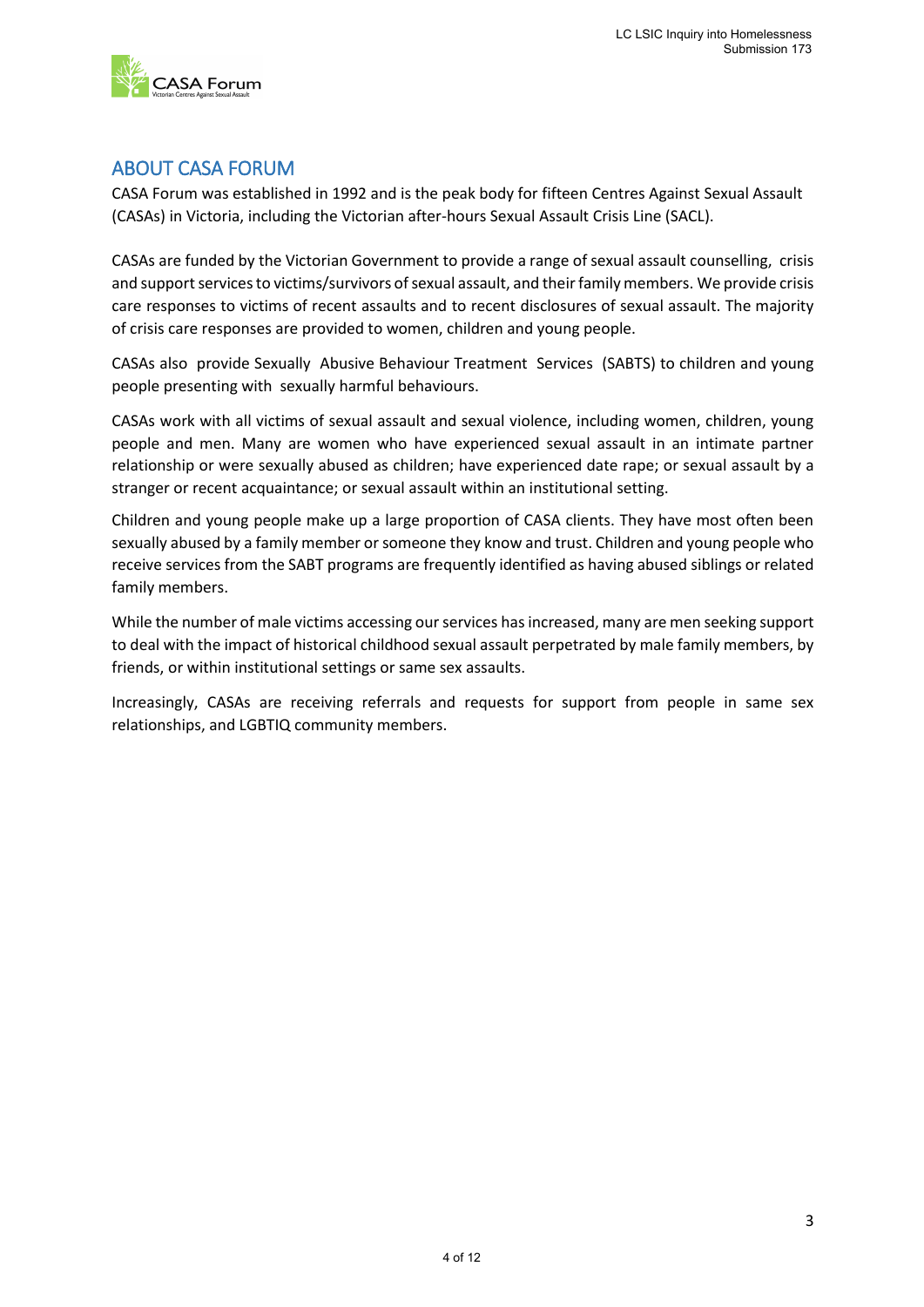## ABOUT CASA FORUM

CASA Forum was established in 1992 and is the peak body for fifteen Centres Against Sexual Assault (CASAs) in Victoria, including the Victorian after-hours Sexual Assault Crisis Line (SACL).

CASAs are funded by the Victorian Government to provide a range of sexual assault counselling, crisis and support services to victims/survivors of sexual assault, and their family members. We provide crisis care responses to victims of recent assaults and to recent disclosures of sexual assault. The majority of crisis care responses are provided to women, children and young people.

CASAs also provide Sexually Abusive Behaviour Treatment Services (SABTS) to children and young people presenting with sexually harmful behaviours.

CASAs work with all victims of sexual assault and sexual violence, including women, children, young people and men. Many are women who have experienced sexual assault in an intimate partner relationship or were sexually abused as children; have experienced date rape; or sexual assault by a stranger or recent acquaintance; or sexual assault within an institutional setting.

Children and young people make up a large proportion of CASA clients. They have most often been sexually abused by a family member or someone they know and trust. Children and young people who receive services from the SABT programs are frequently identified as having abused siblings or related family members.

While the number of male victims accessing our services has increased, many are men seeking support to deal with the impact of historical childhood sexual assault perpetrated by male family members, by friends, or within institutional settings or same sex assaults.

Increasingly, CASAs are receiving referrals and requests for support from people in same sex relationships, and LGBTIQ community members.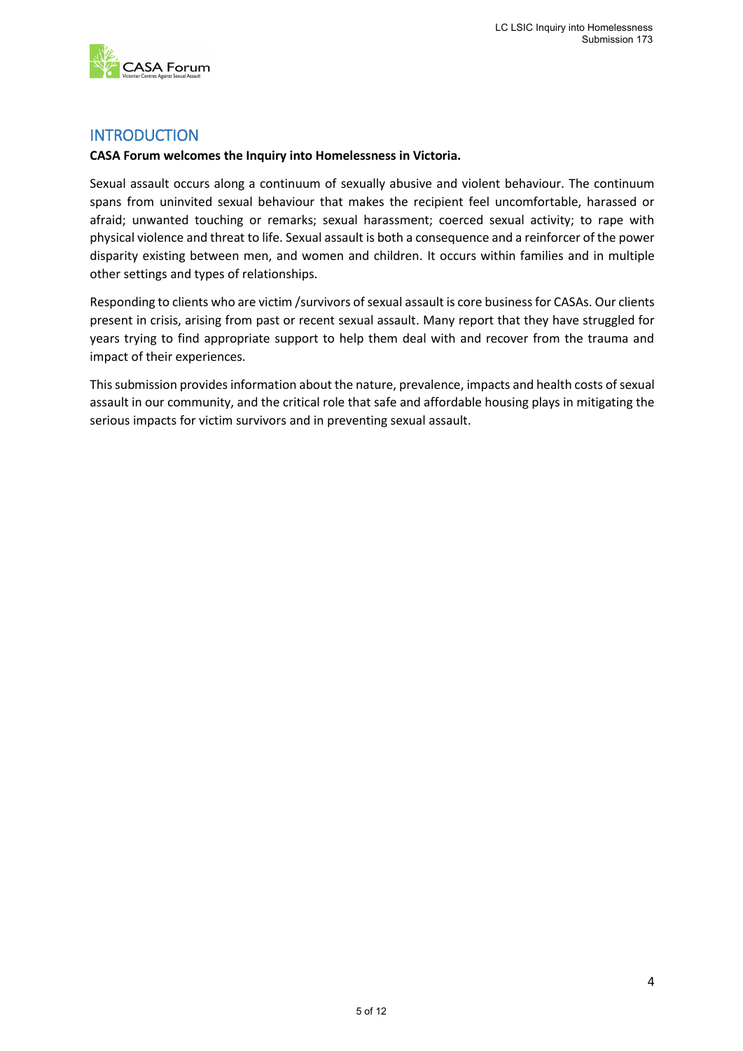# INTRODUCTION

**CASA Forum welcomes the Inquiry into Homelessness in Victoria.**

Sexual assault occurs along a continuum of sexually abusive and violent behaviour. The continuum spans from uninvited sexual behaviour that makes the recipient feel uncomfortable, harassed or afraid; unwanted touching or remarks; sexual harassment; coerced sexual activity; to rape with physical violence and threat to life. Sexual assault is both a consequence and a reinforcer of the power disparity existing between men, and women and children. It occurs within families and in multiple other settings and types of relationships.

Responding to clients who are victim /survivors of sexual assault is core business for CASAs. Our clients present in crisis, arising from past or recent sexual assault. Many report that they have struggled for years trying to find appropriate support to help them deal with and recover from the trauma and impact of their experiences.

This submission provides information about the nature, prevalence, impacts and health costs of sexual assault in our community, and the critical role that safe and affordable housing plays in mitigating the serious impacts for victim survivors and in preventing sexual assault.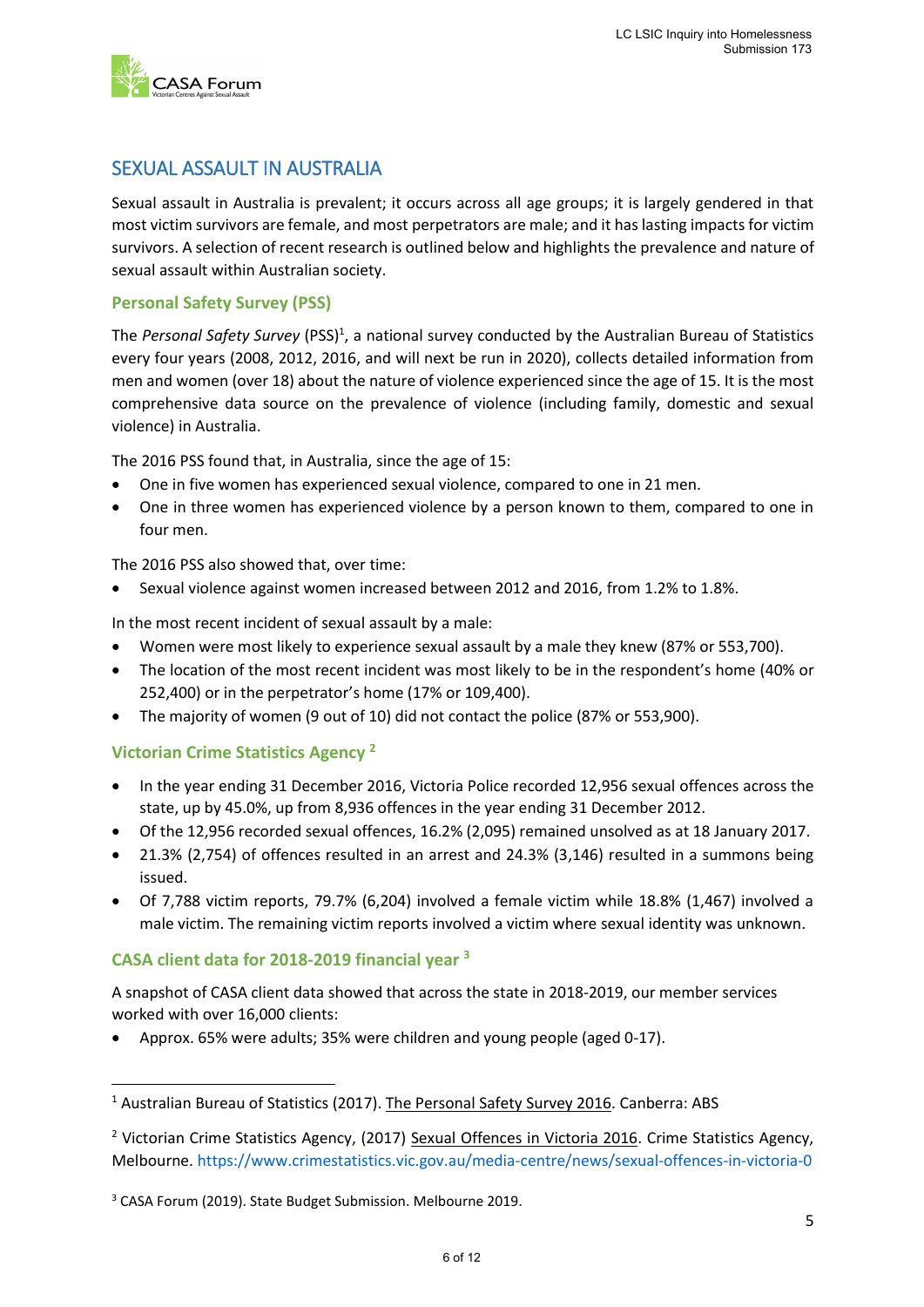## SEXUAL ASSAULT IN AUSTRALIA

Sexual assault in Australia is prevalent; it occurs across all age groups; it is largely gendered in that most victim survivors are female, and most perpetrators are male; and it has lasting impacts for victim survivors. A selection of recent research is outlined below and highlights the prevalence and nature of sexual assault within Australian society.

### Personal Safety Survey (PSS)

The *Personal Safety Survey* (PSS)[1], a national survey conducted by the Australian Bureau of Statistics every four years (2008, 2012, 2016, and will next be run in 2020), collects detailed information from men and women (over 18) about the nature of violence experienced since the age of 15. It is the most comprehensive data source on the prevalence of violence (including family, domestic and sexual violence) in Australia.

The 2016 PSS found that, in Australia, since the age of 15:

- One in five women has experienced sexual violence, compared to one in 21 men.
- One in three women has experienced violence by a person known to them, compared to one in four men.

The 2016 PSS also showed that, over time:

- Sexual violence against women increased between 2012 and 2016, from 1.2% to 1.8%.

In the most recent incident of sexual assault by a male:

- Women were most likely to experience sexual assault by a male they knew (87% or 553,700).
- The location of the most recent incident was most likely to be in the respondent's home (40% or 252,400) or in the perpetrator's home (17% or 109,400).
- The majority of women (9 out of 10) did not contact the police (87% or 553,900).

### Victorian Crime Statistics Agency [2]

- In the year ending 31 December 2016, Victoria Police recorded 12,956 sexual offences across the state, up by 45.0%, up from 8,936 offences in the year ending 31 December 2012.
- Of the 12,956 recorded sexual offences, 16.2% (2,095) remained unsolved as at 18 January 2017.
- 21.3% (2,754) of offences resulted in an arrest and 24.3% (3,146) resulted in a summons being issued.
- Of 7,788 victim reports, 79.7% (6,204) involved a female victim while 18.8% (1,467) involved a male victim. The remaining victim reports involved a victim where sexual identity was unknown.

### CASA client data for 2018-2019 financial year [3]

A snapshot of CASA client data showed that across the state in 2018-2019, our member services worked with over 16,000 clients:

- Approx. 65% were adults; 35% were children and young people (aged 0-17).

---

[1] Australian Bureau of Statistics (2017). The Personal Safety Survey 2016. Canberra: ABS

[2] Victorian Crime Statistics Agency, (2017) Sexual Offences in Victoria 2016. Crime Statistics Agency, Melbourne. https://www.crimestatistics.vic.gov.au/media-centre/news/sexual-offences-in-victoria-0

[3] CASA Forum (2019). State Budget Submission. Melbourne 2019.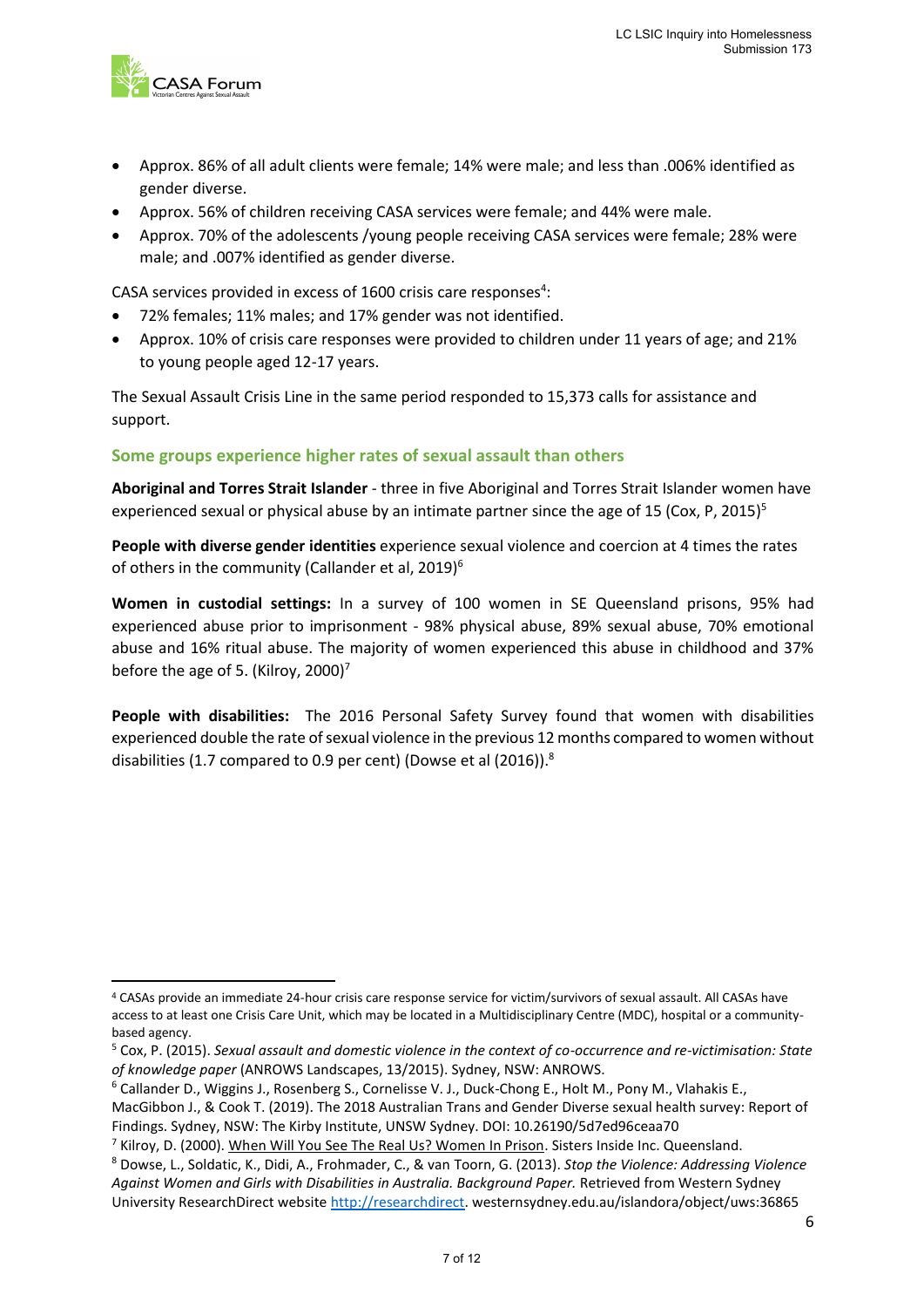- Approx. 86% of all adult clients were female; 14% were male; and less than .006% identified as gender diverse.
- Approx. 56% of children receiving CASA services were female; and 44% were male.
- Approx. 70% of the adolescents /young people receiving CASA services were female; 28% were male; and .007% identified as gender diverse.

CASA services provided in excess of 1600 crisis care responses[4]:

- 72% females; 11% males; and 17% gender was not identified.
- Approx. 10% of crisis care responses were provided to children under 11 years of age; and 21% to young people aged 12-17 years.

The Sexual Assault Crisis Line in the same period responded to 15,373 calls for assistance and support.

### Some groups experience higher rates of sexual assault than others

**Aboriginal and Torres Strait Islander** - three in five Aboriginal and Torres Strait Islander women have experienced sexual or physical abuse by an intimate partner since the age of 15 (Cox, P, 2015)[5]

**People with diverse gender identities** experience sexual violence and coercion at 4 times the rates of others in the community (Callander et al, 2019)[6]

**Women in custodial settings:** In a survey of 100 women in SE Queensland prisons, 95% had experienced abuse prior to imprisonment - 98% physical abuse, 89% sexual abuse, 70% emotional abuse and 16% ritual abuse. The majority of women experienced this abuse in childhood and 37% before the age of 5. (Kilroy, 2000)[7]

**People with disabilities:** The 2016 Personal Safety Survey found that women with disabilities experienced double the rate of sexual violence in the previous 12 months compared to women without disabilities (1.7 compared to 0.9 per cent) (Dowse et al (2016)).[8]

---

[4] CASAs provide an immediate 24-hour crisis care response service for victim/survivors of sexual assault. All CASAs have access to at least one Crisis Care Unit, which may be located in a Multidisciplinary Centre (MDC), hospital or a community-based agency.

[5] Cox, P. (2015). *Sexual assault and domestic violence in the context of co-occurrence and re-victimisation: State of knowledge paper* (ANROWS Landscapes, 13/2015). Sydney, NSW: ANROWS.

[6] Callander D., Wiggins J., Rosenberg S., Cornelisse V. J., Duck-Chong E., Holt M., Pony M., Vlahakis E., MacGibbon J., & Cook T. (2019). The 2018 Australian Trans and Gender Diverse sexual health survey: Report of Findings. Sydney, NSW: The Kirby Institute, UNSW Sydney. DOI: 10.26190/5d7ed96ceaa70

[7] Kilroy, D. (2000). When Will You See The Real Us? Women In Prison. Sisters Inside Inc. Queensland.

[8] Dowse, L., Soldatic, K., Didi, A., Frohmader, C., & van Toorn, G. (2013). *Stop the Violence: Addressing Violence Against Women and Girls with Disabilities in Australia. Background Paper.* Retrieved from Western Sydney University ResearchDirect website http://researchdirect. westernsydney.edu.au/islandora/object/uws:36865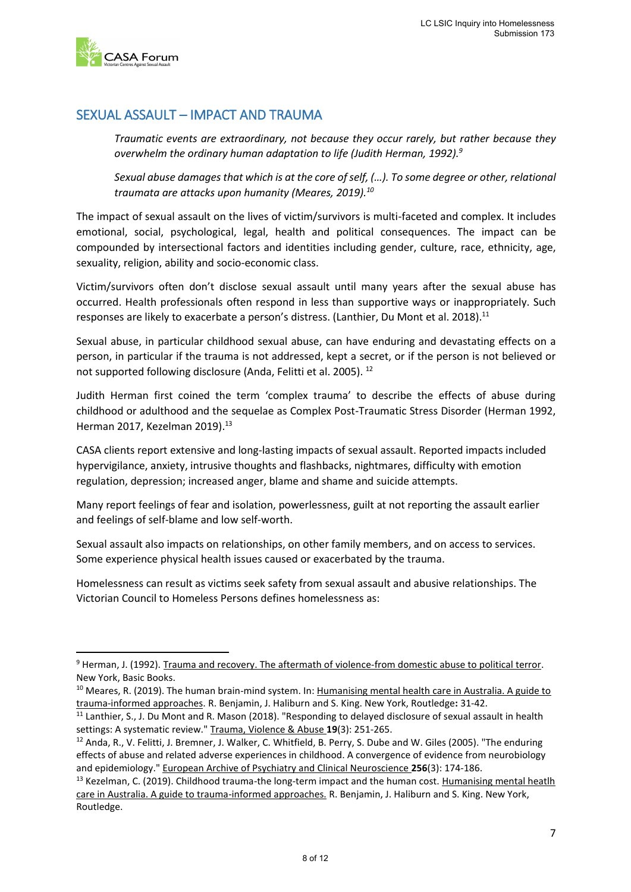## SEXUAL ASSAULT – IMPACT AND TRAUMA

*Traumatic events are extraordinary, not because they occur rarely, but rather because they overwhelm the ordinary human adaptation to life (Judith Herman, 1992).*[9]

*Sexual abuse damages that which is at the core of self, (…). To some degree or other, relational traumata are attacks upon humanity (Meares, 2019).*[10]

The impact of sexual assault on the lives of victim/survivors is multi-faceted and complex. It includes emotional, social, psychological, legal, health and political consequences. The impact can be compounded by intersectional factors and identities including gender, culture, race, ethnicity, age, sexuality, religion, ability and socio-economic class.

Victim/survivors often don't disclose sexual assault until many years after the sexual abuse has occurred. Health professionals often respond in less than supportive ways or inappropriately. Such responses are likely to exacerbate a person's distress. (Lanthier, Du Mont et al. 2018).[11]

Sexual abuse, in particular childhood sexual abuse, can have enduring and devastating effects on a person, in particular if the trauma is not addressed, kept a secret, or if the person is not believed or not supported following disclosure (Anda, Felitti et al. 2005).[12]

Judith Herman first coined the term 'complex trauma' to describe the effects of abuse during childhood or adulthood and the sequelae as Complex Post-Traumatic Stress Disorder (Herman 1992, Herman 2017, Kezelman 2019).[13]

CASA clients report extensive and long-lasting impacts of sexual assault. Reported impacts included hypervigilance, anxiety, intrusive thoughts and flashbacks, nightmares, difficulty with emotion regulation, depression; increased anger, blame and shame and suicide attempts.

Many report feelings of fear and isolation, powerlessness, guilt at not reporting the assault earlier and feelings of self-blame and low self-worth.

Sexual assault also impacts on relationships, on other family members, and on access to services. Some experience physical health issues caused or exacerbated by the trauma.

Homelessness can result as victims seek safety from sexual assault and abusive relationships. The Victorian Council to Homeless Persons defines homelessness as:

---

[9] Herman, J. (1992). Trauma and recovery. The aftermath of violence-from domestic abuse to political terror. New York, Basic Books.

[10] Meares, R. (2019). The human brain-mind system. In: Humanising mental health care in Australia. A guide to trauma-informed approaches. R. Benjamin, J. Haliburn and S. King. New York, Routledge**:** 31-42.

[11] Lanthier, S., J. Du Mont and R. Mason (2018). "Responding to delayed disclosure of sexual assault in health settings: A systematic review." Trauma, Violence & Abuse **19**(3): 251-265.

[12] Anda, R., V. Felitti, J. Bremner, J. Walker, C. Whitfield, B. Perry, S. Dube and W. Giles (2005). "The enduring effects of abuse and related adverse experiences in childhood. A convergence of evidence from neurobiology and epidemiology." European Archive of Psychiatry and Clinical Neuroscience **256**(3): 174-186.

[13] Kezelman, C. (2019). Childhood trauma-the long-term impact and the human cost. Humanising mental heatlh care in Australia. A guide to trauma-informed approaches. R. Benjamin, J. Haliburn and S. King. New York, Routledge.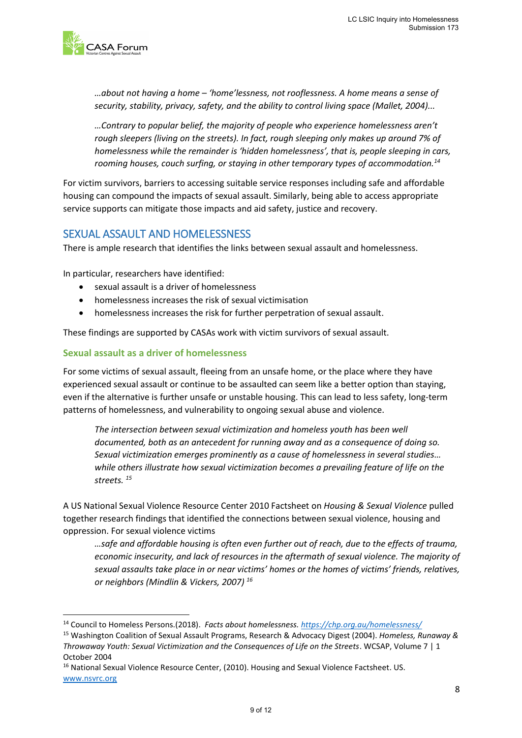> *…about not having a home – 'home'lessness, not rooflessness. A home means a sense of security, stability, privacy, safety, and the ability to control living space (Mallet, 2004)…*
>
> *…Contrary to popular belief, the majority of people who experience homelessness aren't rough sleepers (living on the streets). In fact, rough sleeping only makes up around 7% of homelessness while the remainder is 'hidden homelessness', that is, people sleeping in cars, rooming houses, couch surfing, or staying in other temporary types of accommodation.*[14]

For victim survivors, barriers to accessing suitable service responses including safe and affordable housing can compound the impacts of sexual assault. Similarly, being able to access appropriate service supports can mitigate those impacts and aid safety, justice and recovery.

## SEXUAL ASSAULT AND HOMELESSNESS

There is ample research that identifies the links between sexual assault and homelessness.

In particular, researchers have identified:

- sexual assault is a driver of homelessness
- homelessness increases the risk of sexual victimisation
- homelessness increases the risk for further perpetration of sexual assault.

These findings are supported by CASAs work with victim survivors of sexual assault.

### Sexual assault as a driver of homelessness

For some victims of sexual assault, fleeing from an unsafe home, or the place where they have experienced sexual assault or continue to be assaulted can seem like a better option than staying, even if the alternative is further unsafe or unstable housing. This can lead to less safety, long-term patterns of homelessness, and vulnerability to ongoing sexual abuse and violence.

> *The intersection between sexual victimization and homeless youth has been well documented, both as an antecedent for running away and as a consequence of doing so. Sexual victimization emerges prominently as a cause of homelessness in several studies… while others illustrate how sexual victimization becomes a prevailing feature of life on the streets.* [15]

A US National Sexual Violence Resource Center 2010 Factsheet on *Housing & Sexual Violence* pulled together research findings that identified the connections between sexual violence, housing and oppression. For sexual violence victims

> *…safe and affordable housing is often even further out of reach, due to the effects of trauma, economic insecurity, and lack of resources in the aftermath of sexual violence. The majority of sexual assaults take place in or near victims' homes or the homes of victims' friends, relatives, or neighbors (Mindlin & Vickers, 2007)* [16]

---

[14] Council to Homeless Persons.(2018). *Facts about homelessness.* https://chp.org.au/homelessness/

[15] Washington Coalition of Sexual Assault Programs, Research & Advocacy Digest (2004). *Homeless, Runaway & Throwaway Youth: Sexual Victimization and the Consequences of Life on the Streets*. WCSAP, Volume 7 | 1 October 2004

[16] National Sexual Violence Resource Center, (2010). Housing and Sexual Violence Factsheet. US. www.nsvrc.org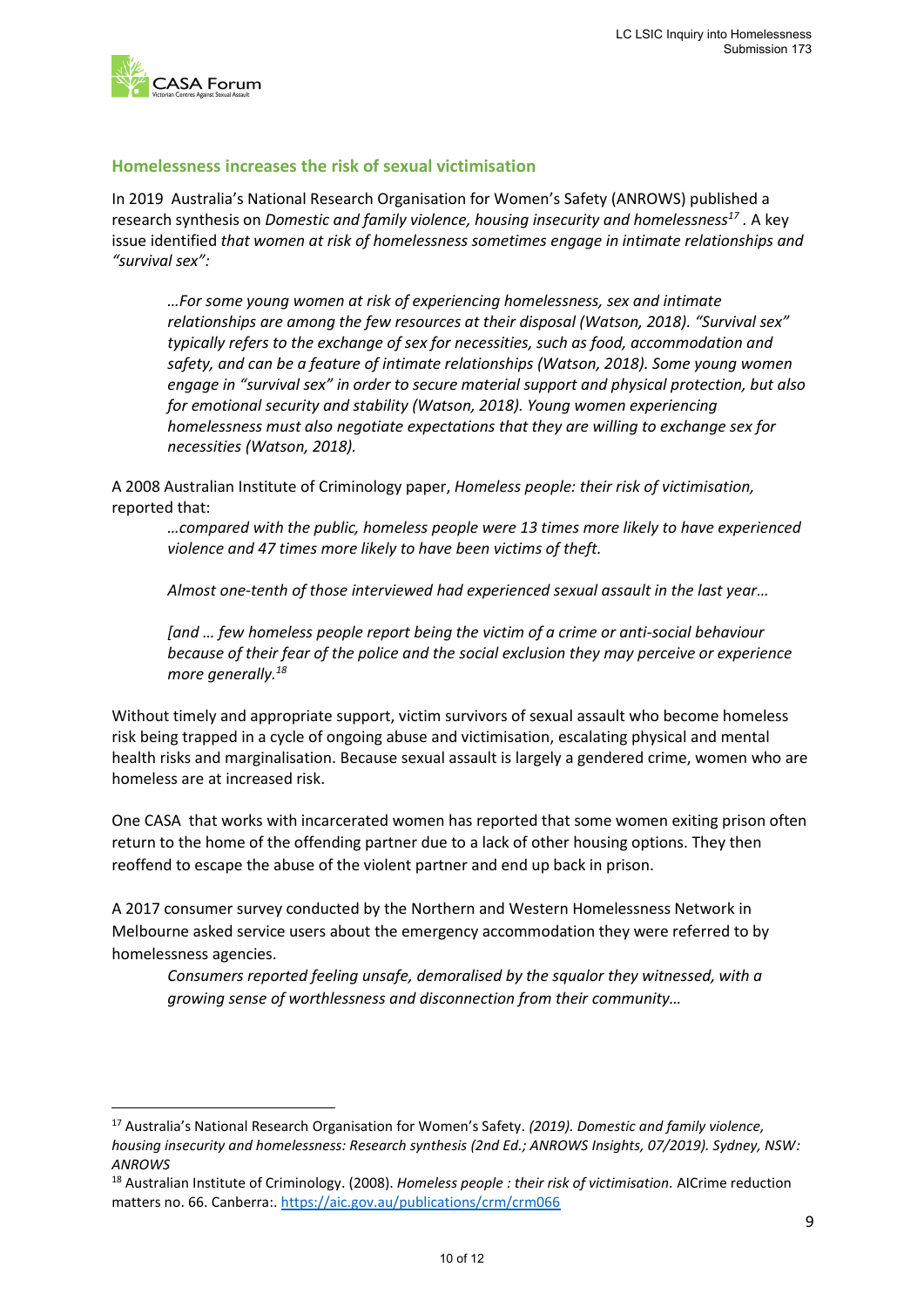## Homelessness increases the risk of sexual victimisation

In 2019 Australia's National Research Organisation for Women's Safety (ANROWS) published a research synthesis on *Domestic and family violence, housing insecurity and homelessness*[17] . A key issue identified *that women at risk of homelessness sometimes engage in intimate relationships and "survival sex":*

> *…For some young women at risk of experiencing homelessness, sex and intimate relationships are among the few resources at their disposal (Watson, 2018). "Survival sex" typically refers to the exchange of sex for necessities, such as food, accommodation and safety, and can be a feature of intimate relationships (Watson, 2018). Some young women engage in "survival sex" in order to secure material support and physical protection, but also for emotional security and stability (Watson, 2018). Young women experiencing homelessness must also negotiate expectations that they are willing to exchange sex for necessities (Watson, 2018).*

A 2008 Australian Institute of Criminology paper, *Homeless people: their risk of victimisation,* reported that:

> *…compared with the public, homeless people were 13 times more likely to have experienced violence and 47 times more likely to have been victims of theft.*
>
> *Almost one-tenth of those interviewed had experienced sexual assault in the last year…*
>
> *[and … few homeless people report being the victim of a crime or anti-social behaviour because of their fear of the police and the social exclusion they may perceive or experience more generally.*[18]

Without timely and appropriate support, victim survivors of sexual assault who become homeless risk being trapped in a cycle of ongoing abuse and victimisation, escalating physical and mental health risks and marginalisation. Because sexual assault is largely a gendered crime, women who are homeless are at increased risk.

One CASA that works with incarcerated women has reported that some women exiting prison often return to the home of the offending partner due to a lack of other housing options. They then reoffend to escape the abuse of the violent partner and end up back in prison.

A 2017 consumer survey conducted by the Northern and Western Homelessness Network in Melbourne asked service users about the emergency accommodation they were referred to by homelessness agencies.

> *Consumers reported feeling unsafe, demoralised by the squalor they witnessed, with a growing sense of worthlessness and disconnection from their community…*

---

[17] Australia's National Research Organisation for Women's Safety. *(2019). Domestic and family violence, housing insecurity and homelessness: Research synthesis (2nd Ed.; ANROWS Insights, 07/2019). Sydney, NSW: ANROWS*

[18] Australian Institute of Criminology. (2008). *Homeless people : their risk of victimisation.* AICrime reduction matters no. 66. Canberra:. https://aic.gov.au/publications/crm/crm066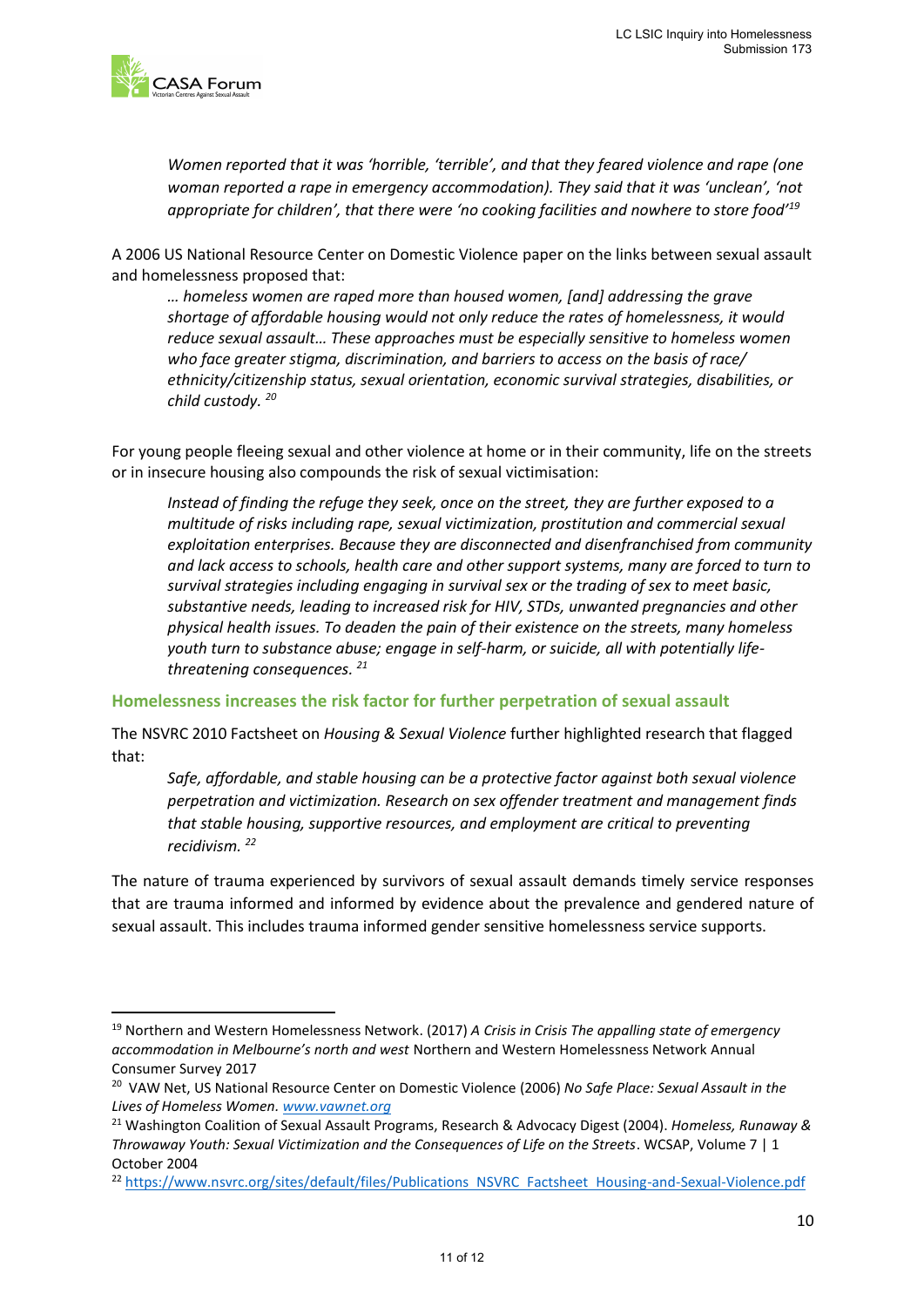> *Women reported that it was 'horrible, 'terrible', and that they feared violence and rape (one woman reported a rape in emergency accommodation). They said that it was 'unclean', 'not appropriate for children', that there were 'no cooking facilities and nowhere to store food'*[19]

A 2006 US National Resource Center on Domestic Violence paper on the links between sexual assault and homelessness proposed that:

> *… homeless women are raped more than housed women, [and] addressing the grave shortage of affordable housing would not only reduce the rates of homelessness, it would reduce sexual assault… These approaches must be especially sensitive to homeless women who face greater stigma, discrimination, and barriers to access on the basis of race/ ethnicity/citizenship status, sexual orientation, economic survival strategies, disabilities, or child custody.* [20]

For young people fleeing sexual and other violence at home or in their community, life on the streets or in insecure housing also compounds the risk of sexual victimisation:

> *Instead of finding the refuge they seek, once on the street, they are further exposed to a multitude of risks including rape, sexual victimization, prostitution and commercial sexual exploitation enterprises. Because they are disconnected and disenfranchised from community and lack access to schools, health care and other support systems, many are forced to turn to survival strategies including engaging in survival sex or the trading of sex to meet basic, substantive needs, leading to increased risk for HIV, STDs, unwanted pregnancies and other physical health issues. To deaden the pain of their existence on the streets, many homeless youth turn to substance abuse; engage in self-harm, or suicide, all with potentially life-threatening consequences.* [21]

## Homelessness increases the risk factor for further perpetration of sexual assault

The NSVRC 2010 Factsheet on *Housing & Sexual Violence* further highlighted research that flagged that:

> *Safe, affordable, and stable housing can be a protective factor against both sexual violence perpetration and victimization. Research on sex offender treatment and management finds that stable housing, supportive resources, and employment are critical to preventing recidivism.* [22]

The nature of trauma experienced by survivors of sexual assault demands timely service responses that are trauma informed and informed by evidence about the prevalence and gendered nature of sexual assault. This includes trauma informed gender sensitive homelessness service supports.

---

[19] Northern and Western Homelessness Network. (2017) *A Crisis in Crisis The appalling state of emergency accommodation in Melbourne's north and west* Northern and Western Homelessness Network Annual Consumer Survey 2017

[20] VAW Net, US National Resource Center on Domestic Violence (2006) *No Safe Place: Sexual Assault in the Lives of Homeless Women.* www.vawnet.org

[21] Washington Coalition of Sexual Assault Programs, Research & Advocacy Digest (2004). *Homeless, Runaway & Throwaway Youth: Sexual Victimization and the Consequences of Life on the Streets*. WCSAP, Volume 7 | 1 October 2004

[22] https://www.nsvrc.org/sites/default/files/Publications_NSVRC_Factsheet_Housing-and-Sexual-Violence.pdf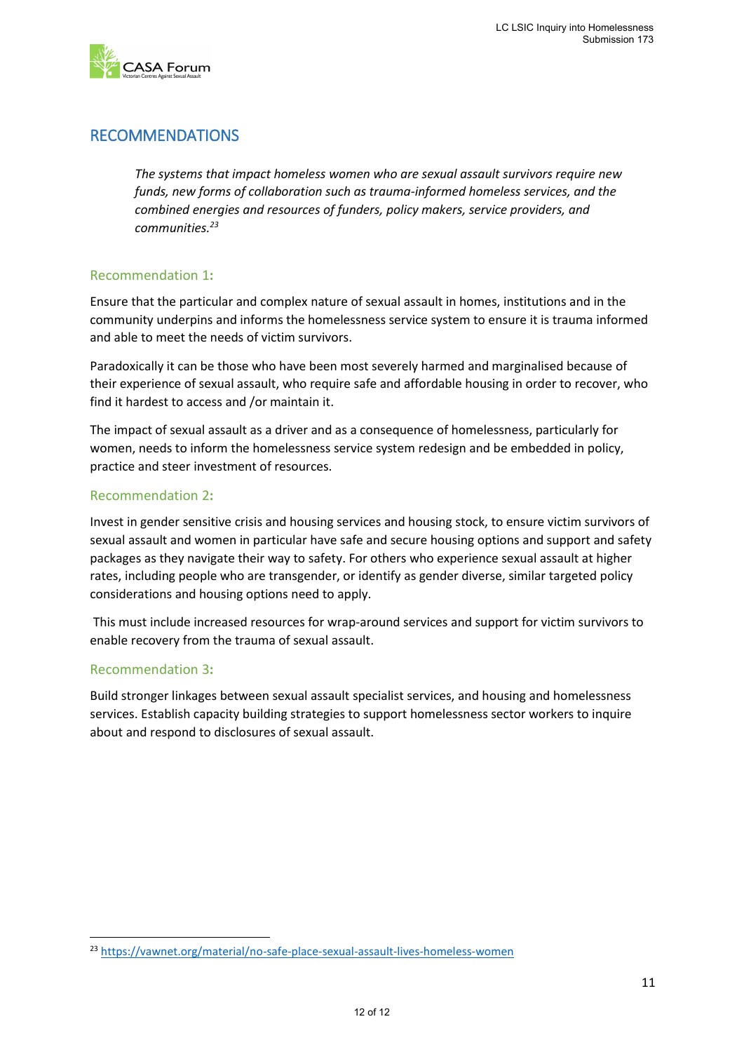## RECOMMENDATIONS

> *The systems that impact homeless women who are sexual assault survivors require new funds, new forms of collaboration such as trauma-informed homeless services, and the combined energies and resources of funders, policy makers, service providers, and communities.*[23]

### Recommendation 1:

Ensure that the particular and complex nature of sexual assault in homes, institutions and in the community underpins and informs the homelessness service system to ensure it is trauma informed and able to meet the needs of victim survivors.

Paradoxically it can be those who have been most severely harmed and marginalised because of their experience of sexual assault, who require safe and affordable housing in order to recover, who find it hardest to access and /or maintain it.

The impact of sexual assault as a driver and as a consequence of homelessness, particularly for women, needs to inform the homelessness service system redesign and be embedded in policy, practice and steer investment of resources.

### Recommendation 2:

Invest in gender sensitive crisis and housing services and housing stock, to ensure victim survivors of sexual assault and women in particular have safe and secure housing options and support and safety packages as they navigate their way to safety. For others who experience sexual assault at higher rates, including people who are transgender, or identify as gender diverse, similar targeted policy considerations and housing options need to apply.

This must include increased resources for wrap-around services and support for victim survivors to enable recovery from the trauma of sexual assault.

### Recommendation 3:

Build stronger linkages between sexual assault specialist services, and housing and homelessness services. Establish capacity building strategies to support homelessness sector workers to inquire about and respond to disclosures of sexual assault.

---

[23] https://vawnet.org/material/no-safe-place-sexual-assault-lives-homeless-women